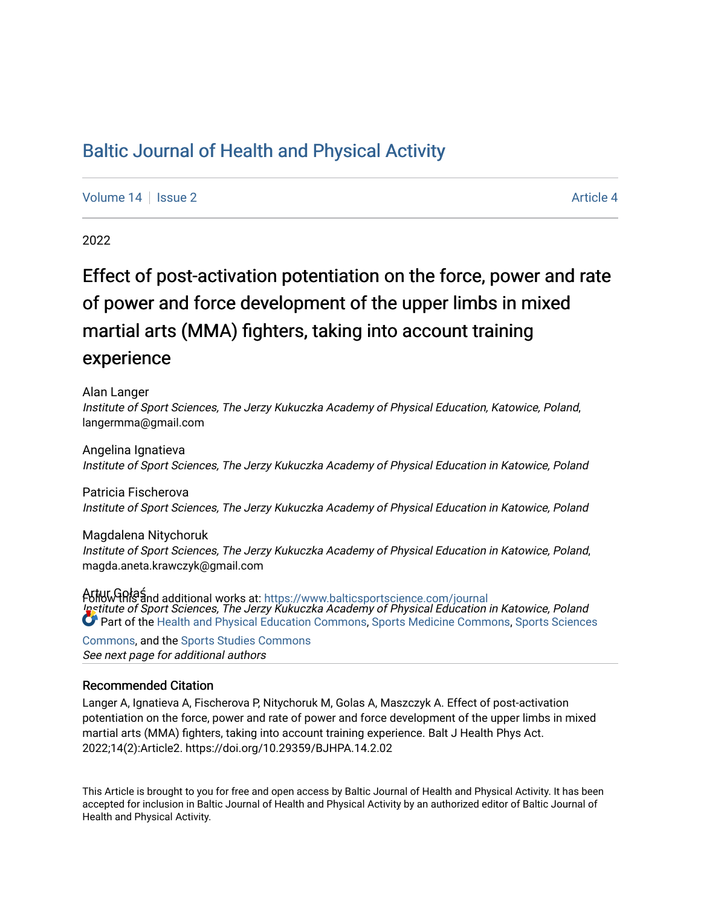# Baltic Journal of Health and Physical Activity

Volume 14 | Issue 2 Article 4

2022

## Effect of post-activation potentiation on the force, power and rate of power and force development of the upper limbs in mixed martial arts (MMA) fighters, taking into account training experience

Alan Langer
*Institute of Sport Sciences, The Jerzy Kukuczka Academy of Physical Education, Katowice, Poland*, langermma@gmail.com

Angelina Ignatieva
*Institute of Sport Sciences, The Jerzy Kukuczka Academy of Physical Education in Katowice, Poland*

Patricia Fischerova
*Institute of Sport Sciences, The Jerzy Kukuczka Academy of Physical Education in Katowice, Poland*

Magdalena Nitychoruk
*Institute of Sport Sciences, The Jerzy Kukuczka Academy of Physical Education in Katowice, Poland*, magda.aneta.krawczyk@gmail.com

Artur Gołaś
*Institute of Sport Sciences, The Jerzy Kukuczka Academy of Physical Education in Katowice, Poland*

*See next page for additional authors*

Follow this and additional works at: https://www.balticsportscience.com/journal

Part of the Health and Physical Education Commons, Sports Medicine Commons, Sports Sciences Commons, and the Sports Studies Commons

### Recommended Citation

Langer A, Ignatieva A, Fischerova P, Nitychoruk M, Golas A, Maszczyk A. Effect of post-activation potentiation on the force, power and rate of power and force development of the upper limbs in mixed martial arts (MMA) fighters, taking into account training experience. Balt J Health Phys Act. 2022;14(2):Article2. https://doi.org/10.29359/BJHPA.14.2.02

This Article is brought to you for free and open access by Baltic Journal of Health and Physical Activity. It has been accepted for inclusion in Baltic Journal of Health and Physical Activity by an authorized editor of Baltic Journal of Health and Physical Activity.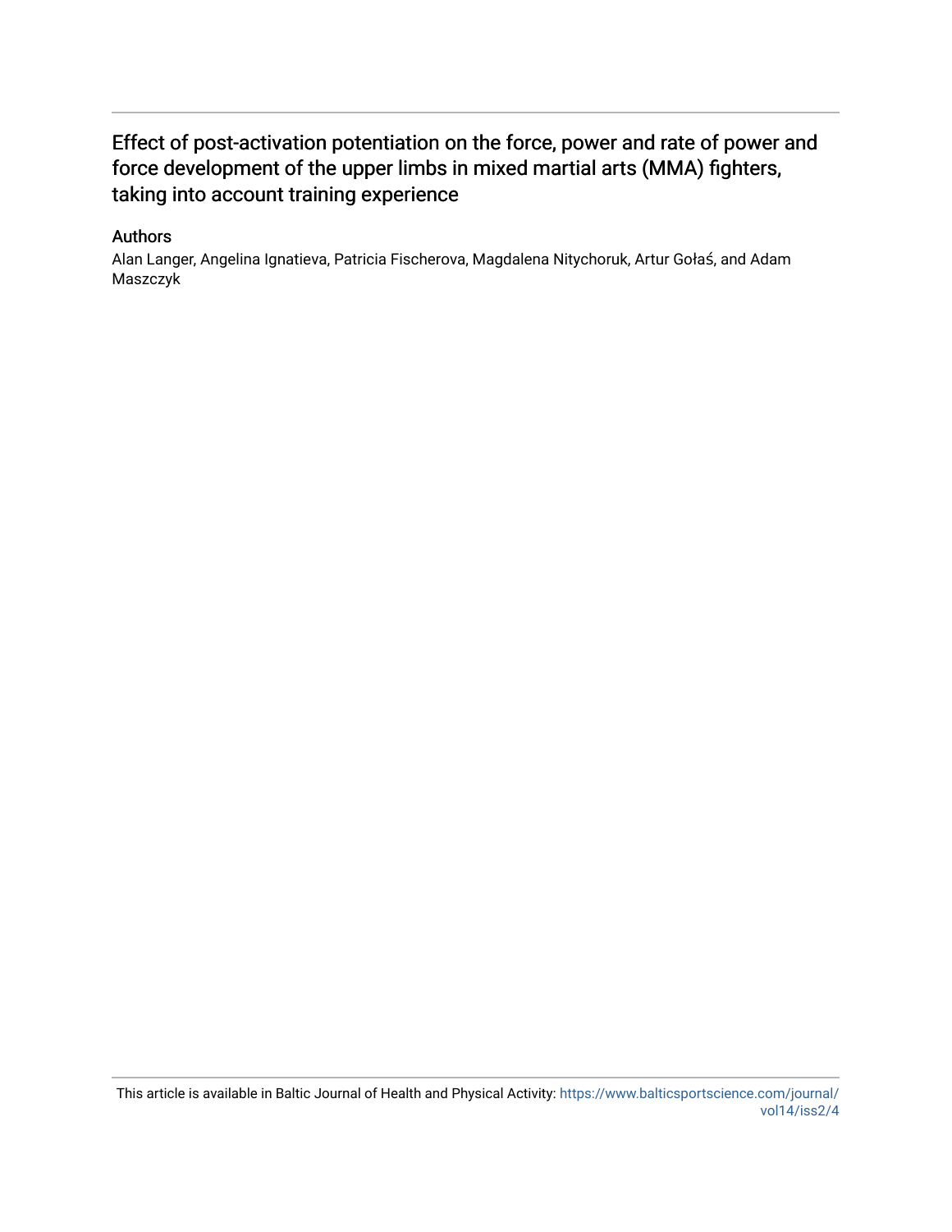# Effect of post-activation potentiation on the force, power and rate of power and force development of the upper limbs in mixed martial arts (MMA) fighters, taking into account training experience

## Authors

Alan Langer, Angelina Ignatieva, Patricia Fischerova, Magdalena Nitychoruk, Artur Gołaś, and Adam Maszczyk

This article is available in Baltic Journal of Health and Physical Activity: https://www.balticsportscience.com/journal/vol14/iss2/4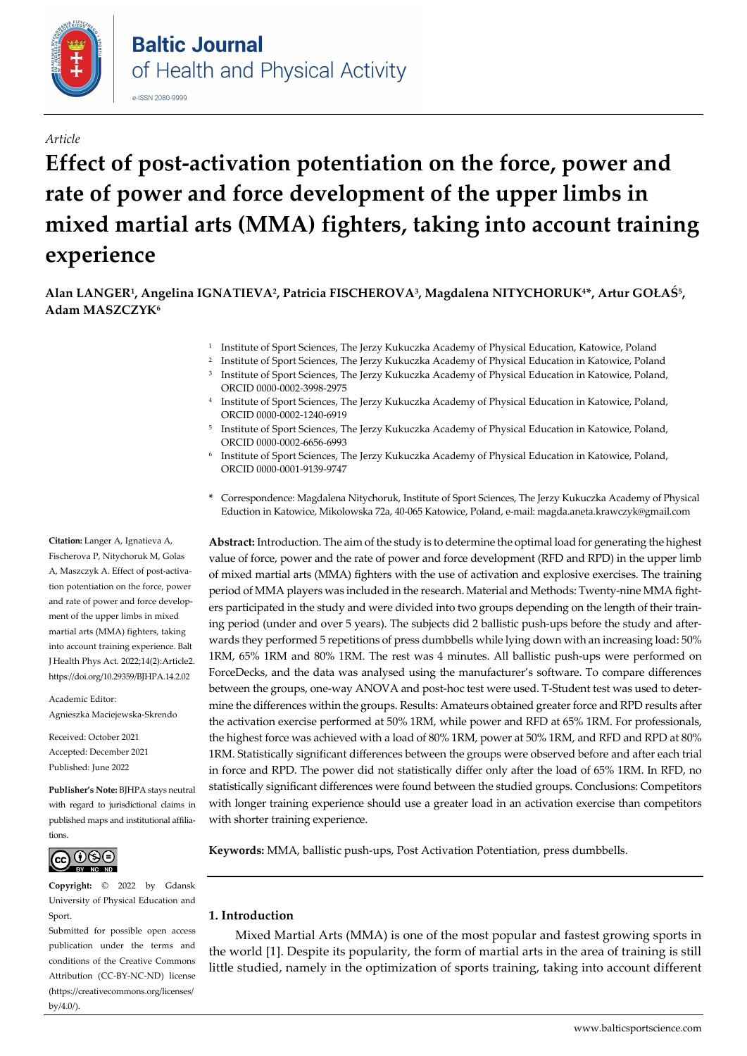*Article*

# Effect of post-activation potentiation on the force, power and rate of power and force development of the upper limbs in mixed martial arts (MMA) fighters, taking into account training experience

**Alan LANGER[1], Angelina IGNATIEVA[2], Patricia FISCHEROVA[3], Magdalena NITYCHORUK[4]*, Artur GOŁAŚ[5], Adam MASZCZYK[6]**

[1] Institute of Sport Sciences, The Jerzy Kukuczka Academy of Physical Education, Katowice, Poland
[2] Institute of Sport Sciences, The Jerzy Kukuczka Academy of Physical Education in Katowice, Poland
[3] Institute of Sport Sciences, The Jerzy Kukuczka Academy of Physical Education in Katowice, Poland, ORCID 0000-0002-3998-2975
[4] Institute of Sport Sciences, The Jerzy Kukuczka Academy of Physical Education in Katowice, Poland, ORCID 0000-0002-1240-6919
[5] Institute of Sport Sciences, The Jerzy Kukuczka Academy of Physical Education in Katowice, Poland, ORCID 0000-0002-6656-6993
[6] Institute of Sport Sciences, The Jerzy Kukuczka Academy of Physical Education in Katowice, Poland, ORCID 0000-0001-9139-9747

\* Correspondence: Magdalena Nitychoruk, Institute of Sport Sciences, The Jerzy Kukuczka Academy of Physical Eduction in Katowice, Mikolowska 72a, 40-065 Katowice, Poland, e-mail: magda.aneta.krawczyk@gmail.com

**Abstract:** Introduction. The aim of the study is to determine the optimal load for generating the highest value of force, power and the rate of power and force development (RFD and RPD) in the upper limb of mixed martial arts (MMA) fighters with the use of activation and explosive exercises. The training period of MMA players was included in the research. Material and Methods: Twenty-nine MMA fighters participated in the study and were divided into two groups depending on the length of their training period (under and over 5 years). The subjects did 2 ballistic push-ups before the study and afterwards they performed 5 repetitions of press dumbbells while lying down with an increasing load: 50% 1RM, 65% 1RM and 80% 1RM. The rest was 4 minutes. All ballistic push-ups were performed on ForceDecks, and the data was analysed using the manufacturer's software. To compare differences between the groups, one-way ANOVA and post-hoc test were used. T-Student test was used to determine the differences within the groups. Results: Amateurs obtained greater force and RPD results after the activation exercise performed at 50% 1RM, while power and RFD at 65% 1RM. For professionals, the highest force was achieved with a load of 80% 1RM, power at 50% 1RM, and RFD and RPD at 80% 1RM. Statistically significant differences between the groups were observed before and after each trial in force and RPD. The power did not statistically differ only after the load of 65% 1RM. In RFD, no statistically significant differences were found between the studied groups. Conclusions: Competitors with longer training experience should use a greater load in an activation exercise than competitors with shorter training experience.

**Keywords:** MMA, ballistic push-ups, Post Activation Potentiation, press dumbbells.

**Citation:** Langer A, Ignatieva A, Fischerova P, Nitychoruk M, Golas A, Maszczyk A. Effect of post-activation potentiation on the force, power and rate of power and force development of the upper limbs in mixed martial arts (MMA) fighters, taking into account training experience. Balt J Health Phys Act. 2022;14(2):Article2. https://doi.org/10.29359/BJHPA.14.2.02

Academic Editor: Agnieszka Maciejewska-Skrendo

Received: October 2021
Accepted: December 2021
Published: June 2022

**Publisher's Note:** BJHPA stays neutral with regard to jurisdictional claims in published maps and institutional affiliations.

**Copyright:** © 2022 by Gdansk University of Physical Education and Sport.
Submitted for possible open access publication under the terms and conditions of the Creative Commons Attribution (CC-BY-NC-ND) license (https://creativecommons.org/licenses/by/4.0/).

## 1. Introduction

Mixed Martial Arts (MMA) is one of the most popular and fastest growing sports in the world [1]. Despite its popularity, the form of martial arts in the area of training is still little studied, namely in the optimization of sports training, taking into account different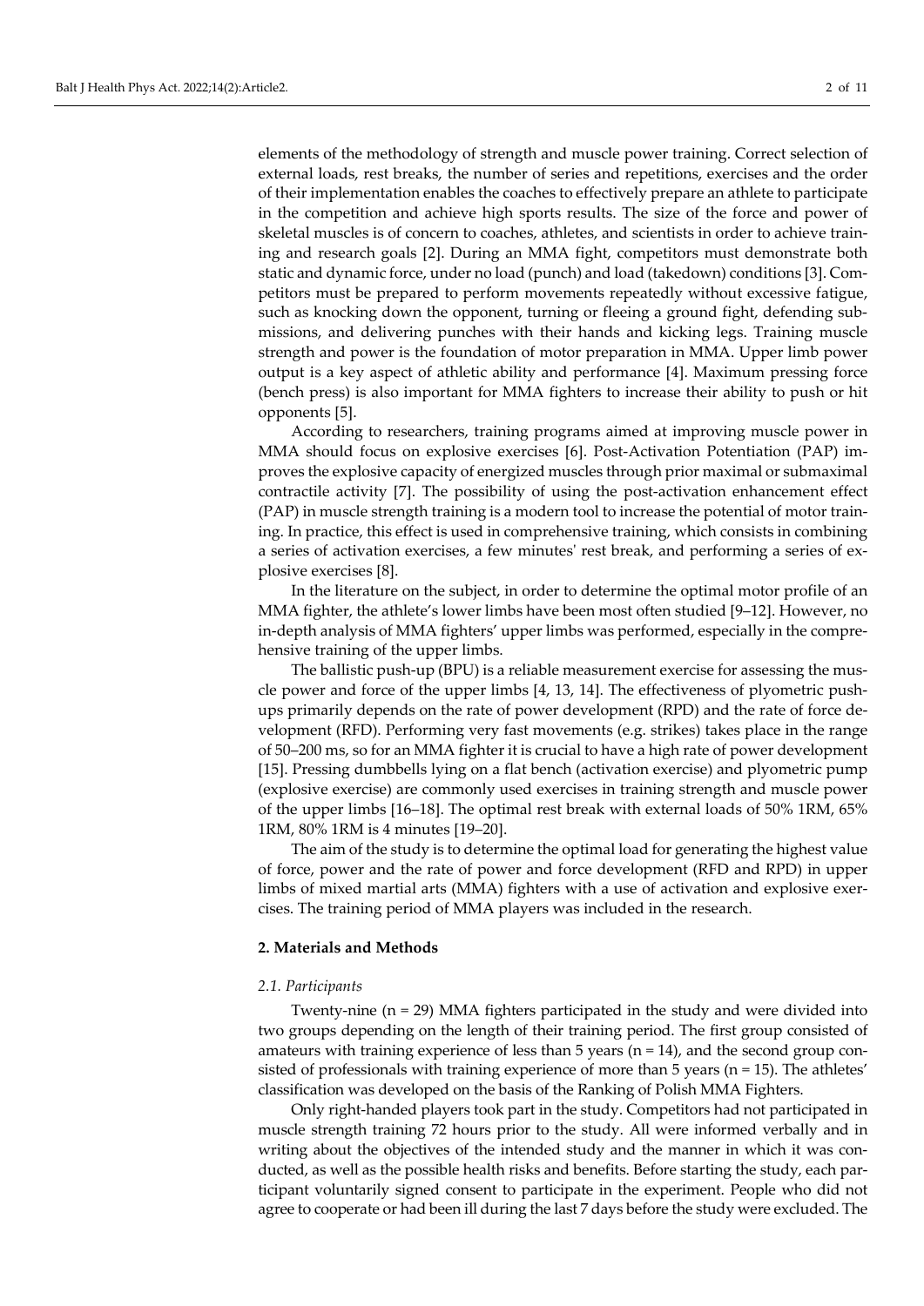elements of the methodology of strength and muscle power training. Correct selection of external loads, rest breaks, the number of series and repetitions, exercises and the order of their implementation enables the coaches to effectively prepare an athlete to participate in the competition and achieve high sports results. The size of the force and power of skeletal muscles is of concern to coaches, athletes, and scientists in order to achieve training and research goals [2]. During an MMA fight, competitors must demonstrate both static and dynamic force, under no load (punch) and load (takedown) conditions [3]. Competitors must be prepared to perform movements repeatedly without excessive fatigue, such as knocking down the opponent, turning or fleeing a ground fight, defending submissions, and delivering punches with their hands and kicking legs. Training muscle strength and power is the foundation of motor preparation in MMA. Upper limb power output is a key aspect of athletic ability and performance [4]. Maximum pressing force (bench press) is also important for MMA fighters to increase their ability to push or hit opponents [5].

According to researchers, training programs aimed at improving muscle power in MMA should focus on explosive exercises [6]. Post-Activation Potentiation (PAP) improves the explosive capacity of energized muscles through prior maximal or submaximal contractile activity [7]. The possibility of using the post-activation enhancement effect (PAP) in muscle strength training is a modern tool to increase the potential of motor training. In practice, this effect is used in comprehensive training, which consists in combining a series of activation exercises, a few minutes' rest break, and performing a series of explosive exercises [8].

In the literature on the subject, in order to determine the optimal motor profile of an MMA fighter, the athlete's lower limbs have been most often studied [9–12]. However, no in-depth analysis of MMA fighters' upper limbs was performed, especially in the comprehensive training of the upper limbs.

The ballistic push-up (BPU) is a reliable measurement exercise for assessing the muscle power and force of the upper limbs [4, 13, 14]. The effectiveness of plyometric push-ups primarily depends on the rate of power development (RPD) and the rate of force development (RFD). Performing very fast movements (e.g. strikes) takes place in the range of 50–200 ms, so for an MMA fighter it is crucial to have a high rate of power development [15]. Pressing dumbbells lying on a flat bench (activation exercise) and plyometric pump (explosive exercise) are commonly used exercises in training strength and muscle power of the upper limbs [16–18]. The optimal rest break with external loads of 50% 1RM, 65% 1RM, 80% 1RM is 4 minutes [19–20].

The aim of the study is to determine the optimal load for generating the highest value of force, power and the rate of power and force development (RFD and RPD) in upper limbs of mixed martial arts (MMA) fighters with a use of activation and explosive exercises. The training period of MMA players was included in the research.

## 2. Materials and Methods

### *2.1. Participants*

Twenty-nine (n = 29) MMA fighters participated in the study and were divided into two groups depending on the length of their training period. The first group consisted of amateurs with training experience of less than 5 years (n = 14), and the second group consisted of professionals with training experience of more than 5 years (n = 15). The athletes' classification was developed on the basis of the Ranking of Polish MMA Fighters.

Only right-handed players took part in the study. Competitors had not participated in muscle strength training 72 hours prior to the study. All were informed verbally and in writing about the objectives of the intended study and the manner in which it was conducted, as well as the possible health risks and benefits. Before starting the study, each participant voluntarily signed consent to participate in the experiment. People who did not agree to cooperate or had been ill during the last 7 days before the study were excluded. The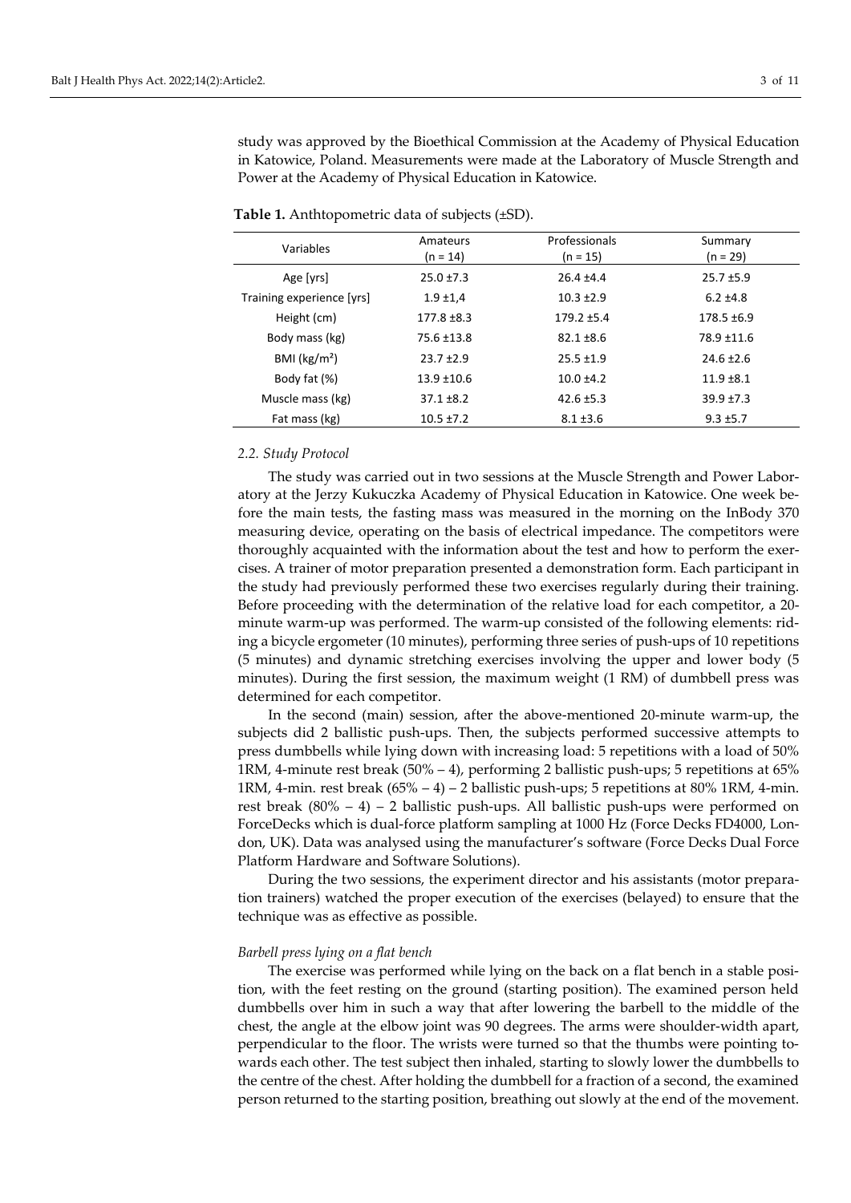study was approved by the Bioethical Commission at the Academy of Physical Education in Katowice, Poland. Measurements were made at the Laboratory of Muscle Strength and Power at the Academy of Physical Education in Katowice.

**Table 1.** Anthtopometric data of subjects (±SD).

| Variables | Amateurs (n = 14) | Professionals (n = 15) | Summary (n = 29) |
|---|---|---|---|
| Age [yrs] | 25.0 ±7.3 | 26.4 ±4.4 | 25.7 ±5.9 |
| Training experience [yrs] | 1.9 ±1,4 | 10.3 ±2.9 | 6.2 ±4.8 |
| Height (cm) | 177.8 ±8.3 | 179.2 ±5.4 | 178.5 ±6.9 |
| Body mass (kg) | 75.6 ±13.8 | 82.1 ±8.6 | 78.9 ±11.6 |
| BMI (kg/m²) | 23.7 ±2.9 | 25.5 ±1.9 | 24.6 ±2.6 |
| Body fat (%) | 13.9 ±10.6 | 10.0 ±4.2 | 11.9 ±8.1 |
| Muscle mass (kg) | 37.1 ±8.2 | 42.6 ±5.3 | 39.9 ±7.3 |
| Fat mass (kg) | 10.5 ±7.2 | 8.1 ±3.6 | 9.3 ±5.7 |

### *2.2. Study Protocol*

The study was carried out in two sessions at the Muscle Strength and Power Laboratory at the Jerzy Kukuczka Academy of Physical Education in Katowice. One week before the main tests, the fasting mass was measured in the morning on the InBody 370 measuring device, operating on the basis of electrical impedance. The competitors were thoroughly acquainted with the information about the test and how to perform the exercises. A trainer of motor preparation presented a demonstration form. Each participant in the study had previously performed these two exercises regularly during their training. Before proceeding with the determination of the relative load for each competitor, a 20-minute warm-up was performed. The warm-up consisted of the following elements: riding a bicycle ergometer (10 minutes), performing three series of push-ups of 10 repetitions (5 minutes) and dynamic stretching exercises involving the upper and lower body (5 minutes). During the first session, the maximum weight (1 RM) of dumbbell press was determined for each competitor.

In the second (main) session, after the above-mentioned 20-minute warm-up, the subjects did 2 ballistic push-ups. Then, the subjects performed successive attempts to press dumbbells while lying down with increasing load: 5 repetitions with a load of 50% 1RM, 4-minute rest break (50% – 4), performing 2 ballistic push-ups; 5 repetitions at 65% 1RM, 4-min. rest break (65% – 4) – 2 ballistic push-ups; 5 repetitions at 80% 1RM, 4-min. rest break (80% – 4) – 2 ballistic push-ups. All ballistic push-ups were performed on ForceDecks which is dual-force platform sampling at 1000 Hz (Force Decks FD4000, London, UK). Data was analysed using the manufacturer's software (Force Decks Dual Force Platform Hardware and Software Solutions).

During the two sessions, the experiment director and his assistants (motor preparation trainers) watched the proper execution of the exercises (belayed) to ensure that the technique was as effective as possible.

#### *Barbell press lying on a flat bench*

The exercise was performed while lying on the back on a flat bench in a stable position, with the feet resting on the ground (starting position). The examined person held dumbbells over him in such a way that after lowering the barbell to the middle of the chest, the angle at the elbow joint was 90 degrees. The arms were shoulder-width apart, perpendicular to the floor. The wrists were turned so that the thumbs were pointing towards each other. The test subject then inhaled, starting to slowly lower the dumbbells to the centre of the chest. After holding the dumbbell for a fraction of a second, the examined person returned to the starting position, breathing out slowly at the end of the movement.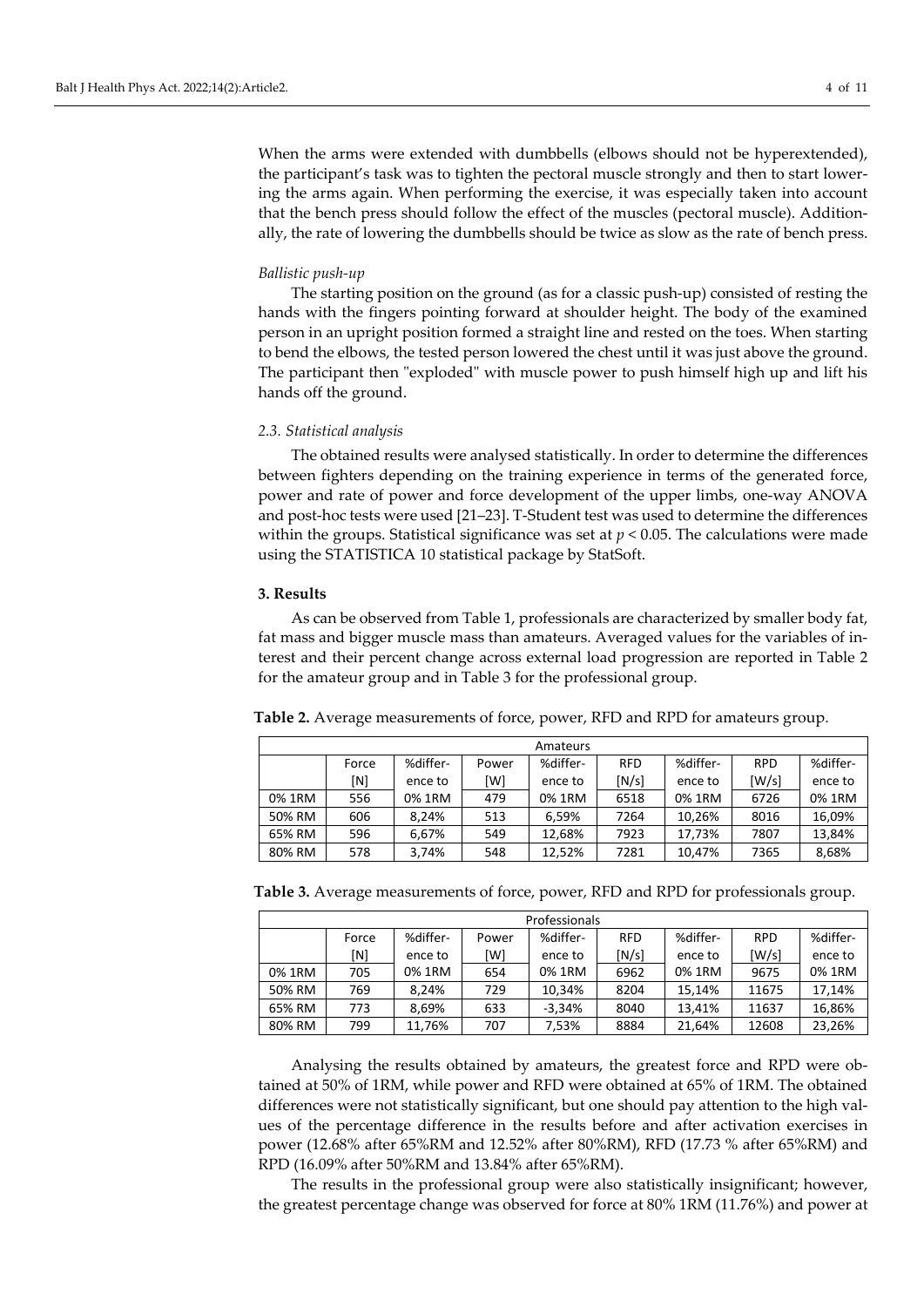When the arms were extended with dumbbells (elbows should not be hyperextended), the participant's task was to tighten the pectoral muscle strongly and then to start lowering the arms again. When performing the exercise, it was especially taken into account that the bench press should follow the effect of the muscles (pectoral muscle). Additionally, the rate of lowering the dumbbells should be twice as slow as the rate of bench press.

*Ballistic push-up*

The starting position on the ground (as for a classic push-up) consisted of resting the hands with the fingers pointing forward at shoulder height. The body of the examined person in an upright position formed a straight line and rested on the toes. When starting to bend the elbows, the tested person lowered the chest until it was just above the ground. The participant then "exploded" with muscle power to push himself high up and lift his hands off the ground.

*2.3. Statistical analysis*

The obtained results were analysed statistically. In order to determine the differences between fighters depending on the training experience in terms of the generated force, power and rate of power and force development of the upper limbs, one-way ANOVA and post-hoc tests were used [21–23]. T-Student test was used to determine the differences within the groups. Statistical significance was set at $p < 0.05$. The calculations were made using the STATISTICA 10 statistical package by StatSoft.

### 3. Results

As can be observed from Table 1, professionals are characterized by smaller body fat, fat mass and bigger muscle mass than amateurs. Averaged values for the variables of interest and their percent change across external load progression are reported in Table 2 for the amateur group and in Table 3 for the professional group.

**Table 2.** Average measurements of force, power, RFD and RPD for amateurs group.

| Amateurs | | | | | | | | |
|---|---|---|---|---|---|---|---|---|
| | Force [N] | %difference to 0% 1RM | Power [W] | %difference to 0% 1RM | RFD [N/s] | %difference to 0% 1RM | RPD [W/s] | %difference to 0% 1RM |
| 0% 1RM | 556 | 0% 1RM | 479 | 0% 1RM | 6518 | 0% 1RM | 6726 | 0% 1RM |
| 50% RM | 606 | 8,24% | 513 | 6,59% | 7264 | 10,26% | 8016 | 16,09% |
| 65% RM | 596 | 6,67% | 549 | 12,68% | 7923 | 17,73% | 7807 | 13,84% |
| 80% RM | 578 | 3,74% | 548 | 12,52% | 7281 | 10,47% | 7365 | 8,68% |

**Table 3.** Average measurements of force, power, RFD and RPD for professionals group.

| Professionals | | | | | | | | |
|---|---|---|---|---|---|---|---|---|
| | Force [N] | %difference to 0% 1RM | Power [W] | %difference to 0% 1RM | RFD [N/s] | %difference to 0% 1RM | RPD [W/s] | %difference to 0% 1RM |
| 0% 1RM | 705 | 0% 1RM | 654 | 0% 1RM | 6962 | 0% 1RM | 9675 | 0% 1RM |
| 50% RM | 769 | 8,24% | 729 | 10,34% | 8204 | 15,14% | 11675 | 17,14% |
| 65% RM | 773 | 8,69% | 633 | -3,34% | 8040 | 13,41% | 11637 | 16,86% |
| 80% RM | 799 | 11,76% | 707 | 7,53% | 8884 | 21,64% | 12608 | 23,26% |

Analysing the results obtained by amateurs, the greatest force and RPD were obtained at 50% of 1RM, while power and RFD were obtained at 65% of 1RM. The obtained differences were not statistically significant, but one should pay attention to the high values of the percentage difference in the results before and after activation exercises in power (12.68% after 65%RM and 12.52% after 80%RM), RFD (17.73 % after 65%RM) and RPD (16.09% after 50%RM and 13.84% after 65%RM).

The results in the professional group were also statistically insignificant; however, the greatest percentage change was observed for force at 80% 1RM (11.76%) and power at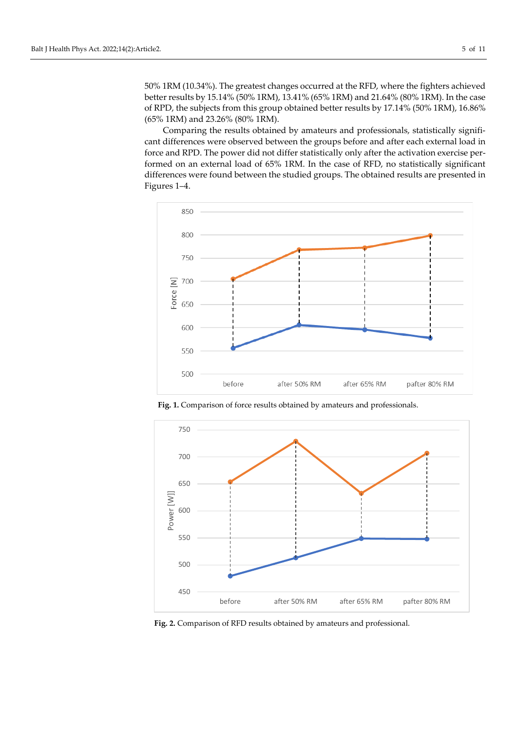50% 1RM (10.34%). The greatest changes occurred at the RFD, where the fighters achieved better results by 15.14% (50% 1RM), 13.41% (65% 1RM) and 21.64% (80% 1RM). In the case of RPD, the subjects from this group obtained better results by 17.14% (50% 1RM), 16.86% (65% 1RM) and 23.26% (80% 1RM).

Comparing the results obtained by amateurs and professionals, statistically significant differences were observed between the groups before and after each external load in force and RPD. The power did not differ statistically only after the activation exercise performed on an external load of 65% 1RM. In the case of RFD, no statistically significant differences were found between the studied groups. The obtained results are presented in Figures 1–4.

**Fig. 1.** Comparison of force results obtained by amateurs and professionals.

**Fig. 2.** Comparison of RFD results obtained by amateurs and professional.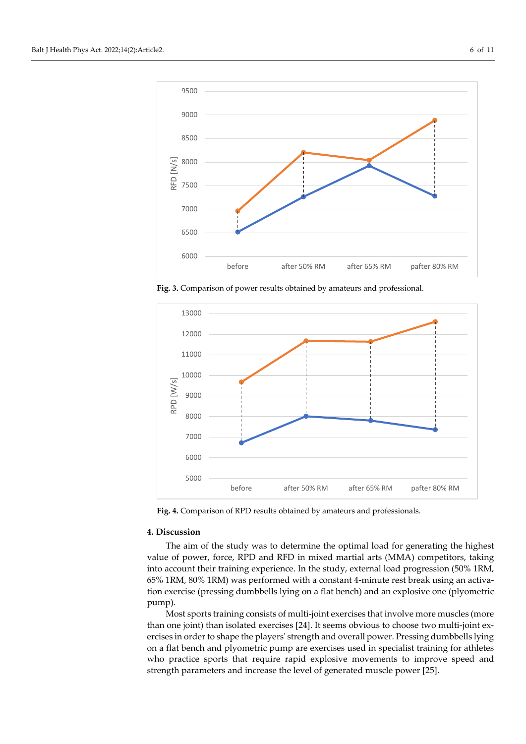**Fig. 3.** Comparison of power results obtained by amateurs and professional.

**Fig. 4.** Comparison of RPD results obtained by amateurs and professionals.

## 4. Discussion

The aim of the study was to determine the optimal load for generating the highest value of power, force, RPD and RFD in mixed martial arts (MMA) competitors, taking into account their training experience. In the study, external load progression (50% 1RM, 65% 1RM, 80% 1RM) was performed with a constant 4-minute rest break using an activation exercise (pressing dumbbells lying on a flat bench) and an explosive one (plyometric pump).

Most sports training consists of multi-joint exercises that involve more muscles (more than one joint) than isolated exercises [24]. It seems obvious to choose two multi-joint exercises in order to shape the players' strength and overall power. Pressing dumbbells lying on a flat bench and plyometric pump are exercises used in specialist training for athletes who practice sports that require rapid explosive movements to improve speed and strength parameters and increase the level of generated muscle power [25].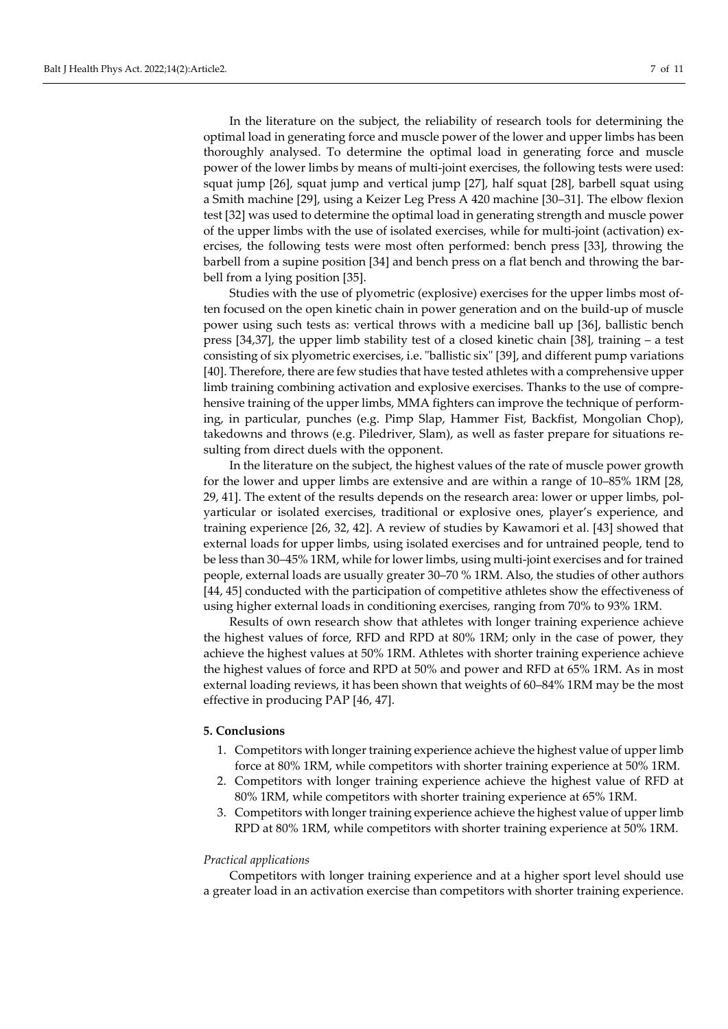In the literature on the subject, the reliability of research tools for determining the optimal load in generating force and muscle power of the lower and upper limbs has been thoroughly analysed. To determine the optimal load in generating force and muscle power of the lower limbs by means of multi-joint exercises, the following tests were used: squat jump [26], squat jump and vertical jump [27], half squat [28], barbell squat using a Smith machine [29], using a Keizer Leg Press A 420 machine [30–31]. The elbow flexion test [32] was used to determine the optimal load in generating strength and muscle power of the upper limbs with the use of isolated exercises, while for multi-joint (activation) exercises, the following tests were most often performed: bench press [33], throwing the barbell from a supine position [34] and bench press on a flat bench and throwing the barbell from a lying position [35].

Studies with the use of plyometric (explosive) exercises for the upper limbs most often focused on the open kinetic chain in power generation and on the build-up of muscle power using such tests as: vertical throws with a medicine ball up [36], ballistic bench press [34,37], the upper limb stability test of a closed kinetic chain [38], training – a test consisting of six plyometric exercises, i.e. "ballistic six" [39], and different pump variations [40]. Therefore, there are few studies that have tested athletes with a comprehensive upper limb training combining activation and explosive exercises. Thanks to the use of comprehensive training of the upper limbs, MMA fighters can improve the technique of performing, in particular, punches (e.g. Pimp Slap, Hammer Fist, Backfist, Mongolian Chop), takedowns and throws (e.g. Piledriver, Slam), as well as faster prepare for situations resulting from direct duels with the opponent.

In the literature on the subject, the highest values of the rate of muscle power growth for the lower and upper limbs are extensive and are within a range of 10–85% 1RM [28, 29, 41]. The extent of the results depends on the research area: lower or upper limbs, polyarticular or isolated exercises, traditional or explosive ones, player's experience, and training experience [26, 32, 42]. A review of studies by Kawamori et al. [43] showed that external loads for upper limbs, using isolated exercises and for untrained people, tend to be less than 30–45% 1RM, while for lower limbs, using multi-joint exercises and for trained people, external loads are usually greater 30–70 % 1RM. Also, the studies of other authors [44, 45] conducted with the participation of competitive athletes show the effectiveness of using higher external loads in conditioning exercises, ranging from 70% to 93% 1RM.

Results of own research show that athletes with longer training experience achieve the highest values of force, RFD and RPD at 80% 1RM; only in the case of power, they achieve the highest values at 50% 1RM. Athletes with shorter training experience achieve the highest values of force and RPD at 50% and power and RFD at 65% 1RM. As in most external loading reviews, it has been shown that weights of 60–84% 1RM may be the most effective in producing PAP [46, 47].

## 5. Conclusions

1. Competitors with longer training experience achieve the highest value of upper limb force at 80% 1RM, while competitors with shorter training experience at 50% 1RM.
2. Competitors with longer training experience achieve the highest value of RFD at 80% 1RM, while competitors with shorter training experience at 65% 1RM.
3. Competitors with longer training experience achieve the highest value of upper limb RPD at 80% 1RM, while competitors with shorter training experience at 50% 1RM.

*Practical applications*

Competitors with longer training experience and at a higher sport level should use a greater load in an activation exercise than competitors with shorter training experience.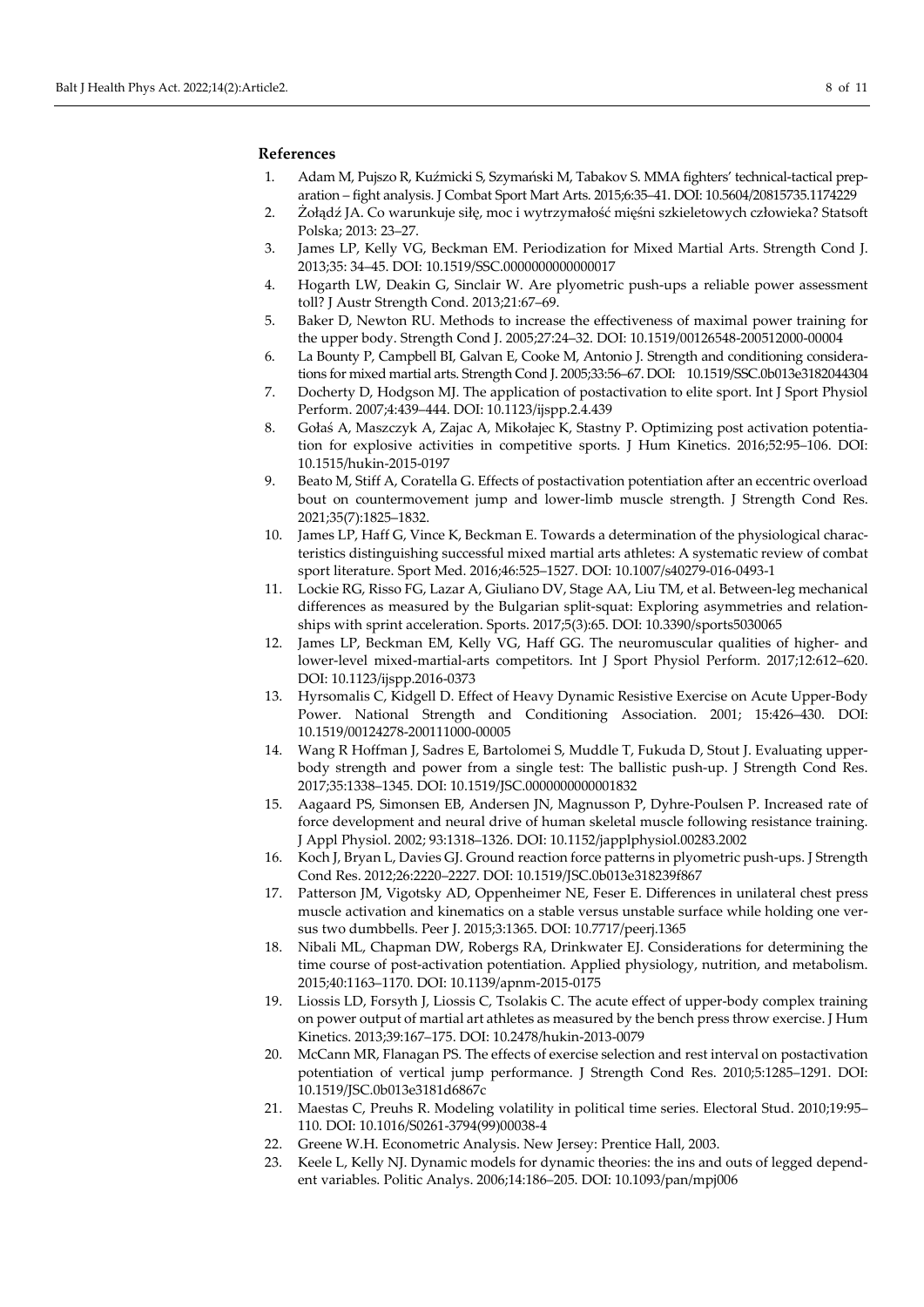## References

1. Adam M, Pujszo R, Kuźmicki S, Szymański M, Tabakov S. MMA fighters' technical-tactical preparation – fight analysis. J Combat Sport Mart Arts. 2015;6:35–41. DOI: 10.5604/20815735.1174229
2. Żołądź JA. Co warunkuje siłę, moc i wytrzymałość mięśni szkieletowych człowieka? Statsoft Polska; 2013: 23–27.
3. James LP, Kelly VG, Beckman EM. Periodization for Mixed Martial Arts. Strength Cond J. 2013;35: 34–45. DOI: 10.1519/SSC.0000000000000017
4. Hogarth LW, Deakin G, Sinclair W. Are plyometric push-ups a reliable power assessment toll? J Austr Strength Cond. 2013;21:67–69.
5. Baker D, Newton RU. Methods to increase the effectiveness of maximal power training for the upper body. Strength Cond J. 2005;27:24–32. DOI: 10.1519/00126548-200512000-00004
6. La Bounty P, Campbell BI, Galvan E, Cooke M, Antonio J. Strength and conditioning considerations for mixed martial arts. Strength Cond J. 2005;33:56–67. DOI: 10.1519/SSC.0b013e3182044304
7. Docherty D, Hodgson MJ. The application of postactivation to elite sport. Int J Sport Physiol Perform. 2007;4:439–444. DOI: 10.1123/ijspp.2.4.439
8. Gołaś A, Maszczyk A, Zajac A, Mikołajec K, Stastny P. Optimizing post activation potentiation for explosive activities in competitive sports. J Hum Kinetics. 2016;52:95–106. DOI: 10.1515/hukin-2015-0197
9. Beato M, Stiff A, Coratella G. Effects of postactivation potentiation after an eccentric overload bout on countermovement jump and lower-limb muscle strength. J Strength Cond Res. 2021;35(7):1825–1832.
10. James LP, Haff G, Vince K, Beckman E. Towards a determination of the physiological characteristics distinguishing successful mixed martial arts athletes: A systematic review of combat sport literature. Sport Med. 2016;46:525–1527. DOI: 10.1007/s40279-016-0493-1
11. Lockie RG, Risso FG, Lazar A, Giuliano DV, Stage AA, Liu TM, et al. Between-leg mechanical differences as measured by the Bulgarian split-squat: Exploring asymmetries and relationships with sprint acceleration. Sports. 2017;5(3):65. DOI: 10.3390/sports5030065
12. James LP, Beckman EM, Kelly VG, Haff GG. The neuromuscular qualities of higher- and lower-level mixed-martial-arts competitors. Int J Sport Physiol Perform. 2017;12:612–620. DOI: 10.1123/ijspp.2016-0373
13. Hyrsomalis C, Kidgell D. Effect of Heavy Dynamic Resistive Exercise on Acute Upper-Body Power. National Strength and Conditioning Association. 2001; 15:426–430. DOI: 10.1519/00124278-200111000-00005
14. Wang R Hoffman J, Sadres E, Bartolomei S, Muddle T, Fukuda D, Stout J. Evaluating upper-body strength and power from a single test: The ballistic push-up. J Strength Cond Res. 2017;35:1338–1345. DOI: 10.1519/JSC.0000000000001832
15. Aagaard PS, Simonsen EB, Andersen JN, Magnusson P, Dyhre-Poulsen P. Increased rate of force development and neural drive of human skeletal muscle following resistance training. J Appl Physiol. 2002; 93:1318–1326. DOI: 10.1152/japplphysiol.00283.2002
16. Koch J, Bryan L, Davies GJ. Ground reaction force patterns in plyometric push-ups. J Strength Cond Res. 2012;26:2220–2227. DOI: 10.1519/JSC.0b013e318239f867
17. Patterson JM, Vigotsky AD, Oppenheimer NE, Feser E. Differences in unilateral chest press muscle activation and kinematics on a stable versus unstable surface while holding one versus two dumbbells. Peer J. 2015;3:1365. DOI: 10.7717/peerj.1365
18. Nibali ML, Chapman DW, Robergs RA, Drinkwater EJ. Considerations for determining the time course of post-activation potentiation. Applied physiology, nutrition, and metabolism. 2015;40:1163–1170. DOI: 10.1139/apnm-2015-0175
19. Liossis LD, Forsyth J, Liossis C, Tsolakis C. The acute effect of upper-body complex training on power output of martial art athletes as measured by the bench press throw exercise. J Hum Kinetics. 2013;39:167–175. DOI: 10.2478/hukin-2013-0079
20. McCann MR, Flanagan PS. The effects of exercise selection and rest interval on postactivation potentiation of vertical jump performance. J Strength Cond Res. 2010;5:1285–1291. DOI: 10.1519/JSC.0b013e3181d6867c
21. Maestas C, Preuhs R. Modeling volatility in political time series. Electoral Stud. 2010;19:95–110. DOI: 10.1016/S0261-3794(99)00038-4
22. Greene W.H. Econometric Analysis. New Jersey: Prentice Hall, 2003.
23. Keele L, Kelly NJ. Dynamic models for dynamic theories: the ins and outs of legged dependent variables. Politic Analys. 2006;14:186–205. DOI: 10.1093/pan/mpj006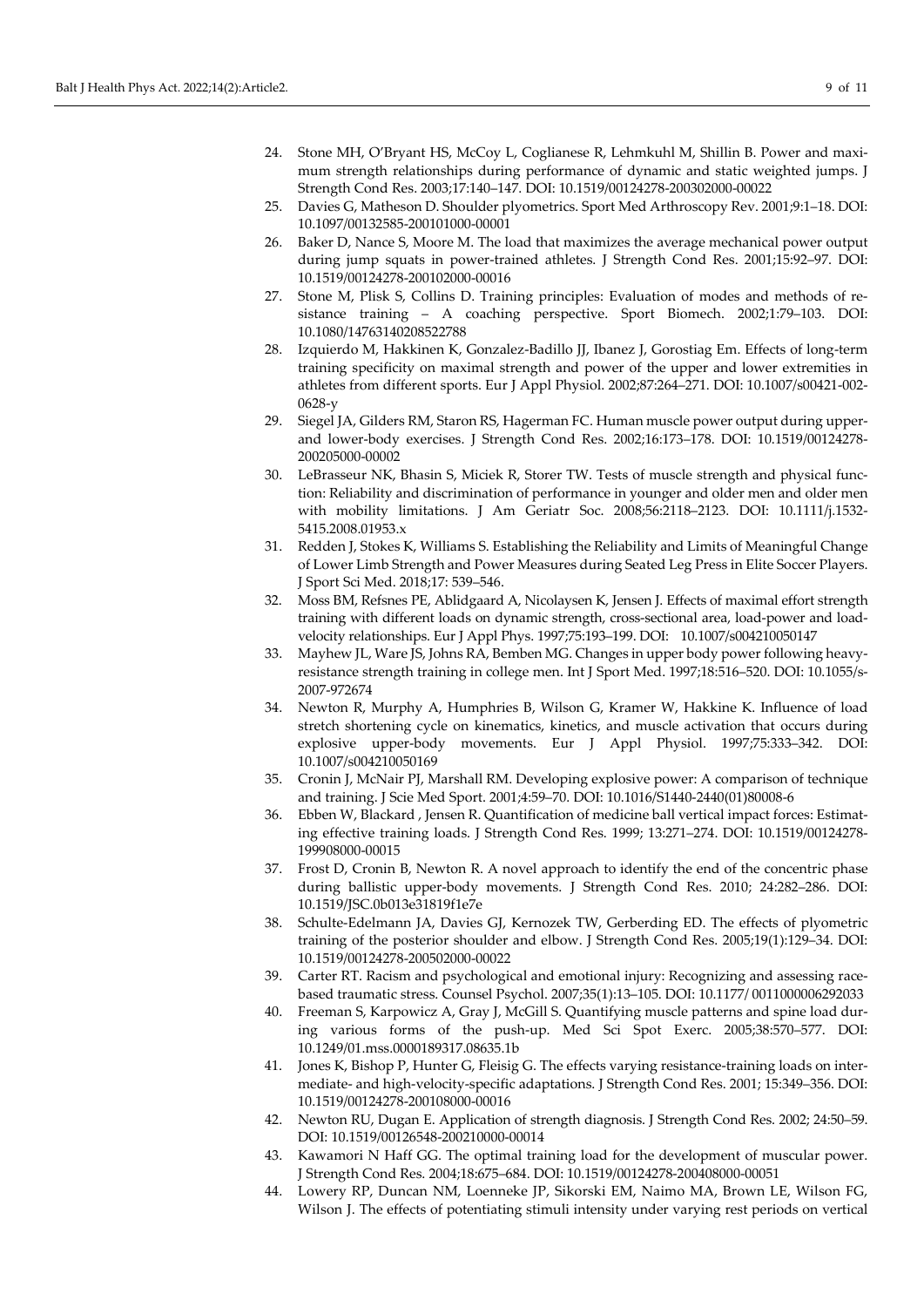24. Stone MH, O'Bryant HS, McCoy L, Coglianese R, Lehmkuhl M, Shillin B. Power and maximum strength relationships during performance of dynamic and static weighted jumps. J Strength Cond Res. 2003;17:140–147. DOI: 10.1519/00124278-200302000-00022
25. Davies G, Matheson D. Shoulder plyometrics. Sport Med Arthroscopy Rev. 2001;9:1–18. DOI: 10.1097/00132585-200101000-00001
26. Baker D, Nance S, Moore M. The load that maximizes the average mechanical power output during jump squats in power-trained athletes. J Strength Cond Res. 2001;15:92–97. DOI: 10.1519/00124278-200102000-00016
27. Stone M, Plisk S, Collins D. Training principles: Evaluation of modes and methods of resistance training – A coaching perspective. Sport Biomech. 2002;1:79–103. DOI: 10.1080/14763140208522788
28. Izquierdo M, Hakkinen K, Gonzalez-Badillo JJ, Ibanez J, Gorostiag Em. Effects of long-term training specificity on maximal strength and power of the upper and lower extremities in athletes from different sports. Eur J Appl Physiol. 2002;87:264–271. DOI: 10.1007/s00421-002-0628-y
29. Siegel JA, Gilders RM, Staron RS, Hagerman FC. Human muscle power output during upper- and lower-body exercises. J Strength Cond Res. 2002;16:173–178. DOI: 10.1519/00124278-200205000-00002
30. LeBrasseur NK, Bhasin S, Miciek R, Storer TW. Tests of muscle strength and physical function: Reliability and discrimination of performance in younger and older men and older men with mobility limitations. J Am Geriatr Soc. 2008;56:2118–2123. DOI: 10.1111/j.1532-5415.2008.01953.x
31. Redden J, Stokes K, Williams S. Establishing the Reliability and Limits of Meaningful Change of Lower Limb Strength and Power Measures during Seated Leg Press in Elite Soccer Players. J Sport Sci Med. 2018;17: 539–546.
32. Moss BM, Refsnes PE, Ablidgaard A, Nicolaysen K, Jensen J. Effects of maximal effort strength training with different loads on dynamic strength, cross-sectional area, load-power and load-velocity relationships. Eur J Appl Phys. 1997;75:193–199. DOI: 10.1007/s004210050147
33. Mayhew JL, Ware JS, Johns RA, Bemben MG. Changes in upper body power following heavy-resistance strength training in college men. Int J Sport Med. 1997;18:516–520. DOI: 10.1055/s-2007-972674
34. Newton R, Murphy A, Humphries B, Wilson G, Kramer W, Hakkine K. Influence of load stretch shortening cycle on kinematics, kinetics, and muscle activation that occurs during explosive upper-body movements. Eur J Appl Physiol. 1997;75:333–342. DOI: 10.1007/s004210050169
35. Cronin J, McNair PJ, Marshall RM. Developing explosive power: A comparison of technique and training. J Scie Med Sport. 2001;4:59–70. DOI: 10.1016/S1440-2440(01)80008-6
36. Ebben W, Blackard , Jensen R. Quantification of medicine ball vertical impact forces: Estimating effective training loads. J Strength Cond Res. 1999; 13:271–274. DOI: 10.1519/00124278-199908000-00015
37. Frost D, Cronin B, Newton R. A novel approach to identify the end of the concentric phase during ballistic upper-body movements. J Strength Cond Res. 2010; 24:282–286. DOI: 10.1519/JSC.0b013e31819f1e7e
38. Schulte-Edelmann JA, Davies GJ, Kernozek TW, Gerberding ED. The effects of plyometric training of the posterior shoulder and elbow. J Strength Cond Res. 2005;19(1):129–34. DOI: 10.1519/00124278-200502000-00022
39. Carter RT. Racism and psychological and emotional injury: Recognizing and assessing race-based traumatic stress. Counsel Psychol. 2007;35(1):13–105. DOI: 10.1177/ 0011000006292033
40. Freeman S, Karpowicz A, Gray J, McGill S. Quantifying muscle patterns and spine load during various forms of the push-up. Med Sci Spot Exerc. 2005;38:570–577. DOI: 10.1249/01.mss.0000189317.08635.1b
41. Jones K, Bishop P, Hunter G, Fleisig G. The effects varying resistance-training loads on intermediate- and high-velocity-specific adaptations. J Strength Cond Res. 2001; 15:349–356. DOI: 10.1519/00124278-200108000-00016
42. Newton RU, Dugan E. Application of strength diagnosis. J Strength Cond Res. 2002; 24:50–59. DOI: 10.1519/00126548-200210000-00014
43. Kawamori N Haff GG. The optimal training load for the development of muscular power. J Strength Cond Res. 2004;18:675–684. DOI: 10.1519/00124278-200408000-00051
44. Lowery RP, Duncan NM, Loenneke JP, Sikorski EM, Naimo MA, Brown LE, Wilson FG, Wilson J. The effects of potentiating stimuli intensity under varying rest periods on vertical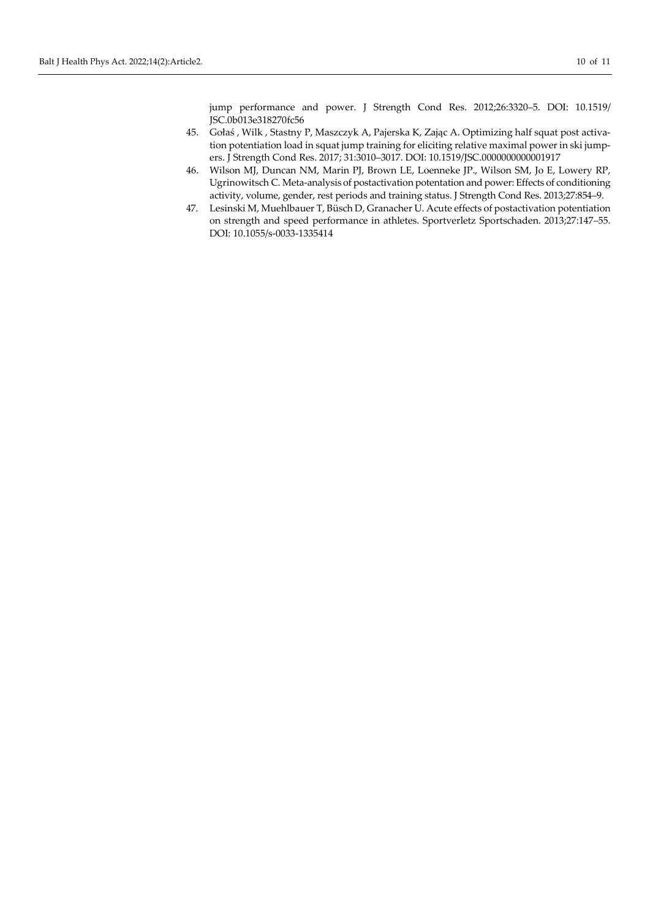jump performance and power. J Strength Cond Res. 2012;26:3320–5. DOI: 10.1519/JSC.0b013e318270fc56

45. Gołaś , Wilk , Stastny P, Maszczyk A, Pajerska K, Zając A. Optimizing half squat post activation potentiation load in squat jump training for eliciting relative maximal power in ski jumpers. J Strength Cond Res. 2017; 31:3010–3017. DOI: 10.1519/JSC.0000000000001917
46. Wilson MJ, Duncan NM, Marin PJ, Brown LE, Loenneke JP., Wilson SM, Jo E, Lowery RP, Ugrinowitsch C. Meta-analysis of postactivation potentation and power: Effects of conditioning activity, volume, gender, rest periods and training status. J Strength Cond Res. 2013;27:854–9.
47. Lesinski M, Muehlbauer T, Büsch D, Granacher U. Acute effects of postactivation potentiation on strength and speed performance in athletes. Sportverletz Sportschaden. 2013;27:147–55. DOI: 10.1055/s-0033-1335414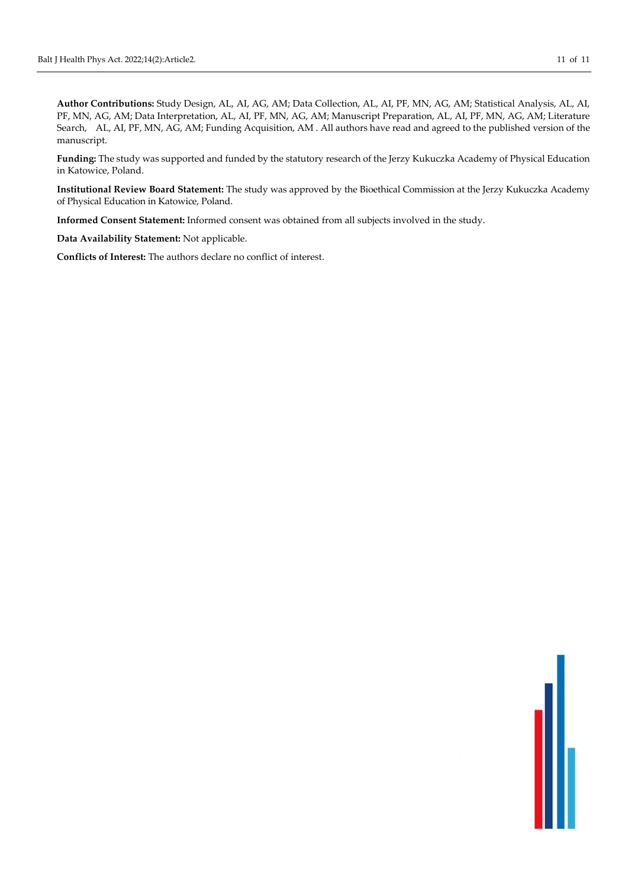**Author Contributions:** Study Design, AL, AI, AG, AM; Data Collection, AL, AI, PF, MN, AG, AM; Statistical Analysis, AL, AI, PF, MN, AG, AM; Data Interpretation, AL, AI, PF, MN, AG, AM; Manuscript Preparation, AL, AI, PF, MN, AG, AM; Literature Search, AL, AI, PF, MN, AG, AM; Funding Acquisition, AM . All authors have read and agreed to the published version of the manuscript.

**Funding:** The study was supported and funded by the statutory research of the Jerzy Kukuczka Academy of Physical Education in Katowice, Poland.

**Institutional Review Board Statement:** The study was approved by the Bioethical Commission at the Jerzy Kukuczka Academy of Physical Education in Katowice, Poland.

**Informed Consent Statement:** Informed consent was obtained from all subjects involved in the study.

**Data Availability Statement:** Not applicable.

**Conflicts of Interest:** The authors declare no conflict of interest.